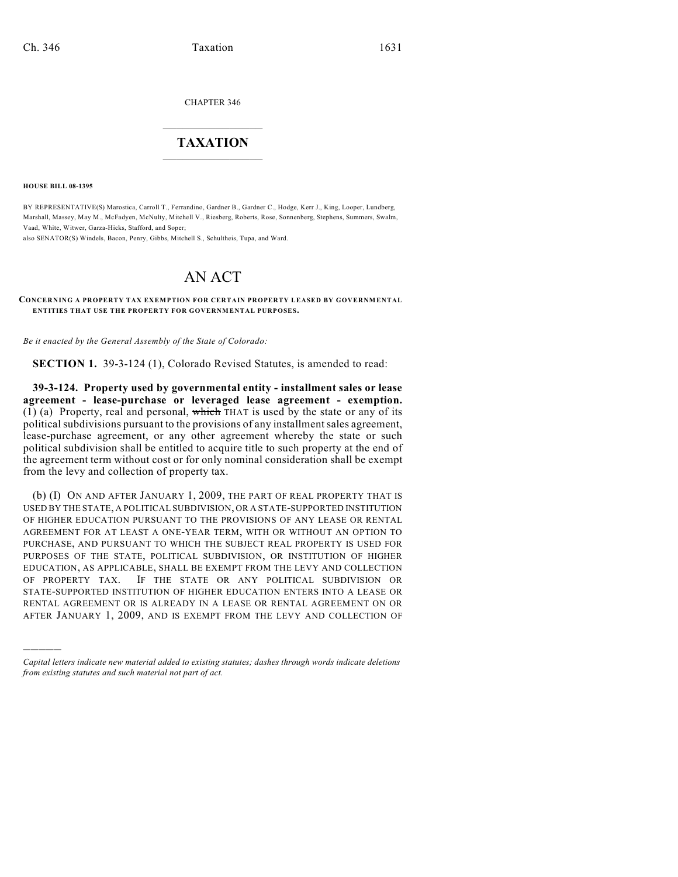CHAPTER 346

# TAXATION

**HOUSE BILL 08-1395**

BY REPRESENTATIVE(S) Marostica, Carroll T., Ferrandino, Gardner B., Gardner C., Hodge, Kerr J., King, Looper, Lundberg, Marshall, Massey, May M., McFadyen, McNulty, Mitchell V., Riesberg, Roberts, Rose, Sonnenberg, Stephens, Summers, Swalm, Vaad, White, Witwer, Garza-Hicks, Stafford, and Soper;
also SENATOR(S) Windels, Bacon, Penry, Gibbs, Mitchell S., Schultheis, Tupa, and Ward.

# AN ACT

**CONCERNING A PROPERTY TAX EXEMPTION FOR CERTAIN PROPERTY LEASED BY GOVERNMENTAL ENTITIES THAT USE THE PROPERTY FOR GOVERNMENTAL PURPOSES.**

*Be it enacted by the General Assembly of the State of Colorado:*

**SECTION 1.** 39-3-124 (1), Colorado Revised Statutes, is amended to read:

**39-3-124. Property used by governmental entity - installment sales or lease agreement - lease-purchase or leveraged lease agreement - exemption.** (1) (a) Property, real and personal, ~~which~~ THAT is used by the state or any of its political subdivisions pursuant to the provisions of any installment sales agreement, lease-purchase agreement, or any other agreement whereby the state or such political subdivision shall be entitled to acquire title to such property at the end of the agreement term without cost or for only nominal consideration shall be exempt from the levy and collection of property tax.

(b) (I) ON AND AFTER JANUARY 1, 2009, THE PART OF REAL PROPERTY THAT IS USED BY THE STATE, A POLITICAL SUBDIVISION, OR A STATE-SUPPORTED INSTITUTION OF HIGHER EDUCATION PURSUANT TO THE PROVISIONS OF ANY LEASE OR RENTAL AGREEMENT FOR AT LEAST A ONE-YEAR TERM, WITH OR WITHOUT AN OPTION TO PURCHASE, AND PURSUANT TO WHICH THE SUBJECT REAL PROPERTY IS USED FOR PURPOSES OF THE STATE, POLITICAL SUBDIVISION, OR INSTITUTION OF HIGHER EDUCATION, AS APPLICABLE, SHALL BE EXEMPT FROM THE LEVY AND COLLECTION OF PROPERTY TAX. IF THE STATE OR ANY POLITICAL SUBDIVISION OR STATE-SUPPORTED INSTITUTION OF HIGHER EDUCATION ENTERS INTO A LEASE OR RENTAL AGREEMENT OR IS ALREADY IN A LEASE OR RENTAL AGREEMENT ON OR AFTER JANUARY 1, 2009, AND IS EXEMPT FROM THE LEVY AND COLLECTION OF

---

*Capital letters indicate new material added to existing statutes; dashes through words indicate deletions from existing statutes and such material not part of act.*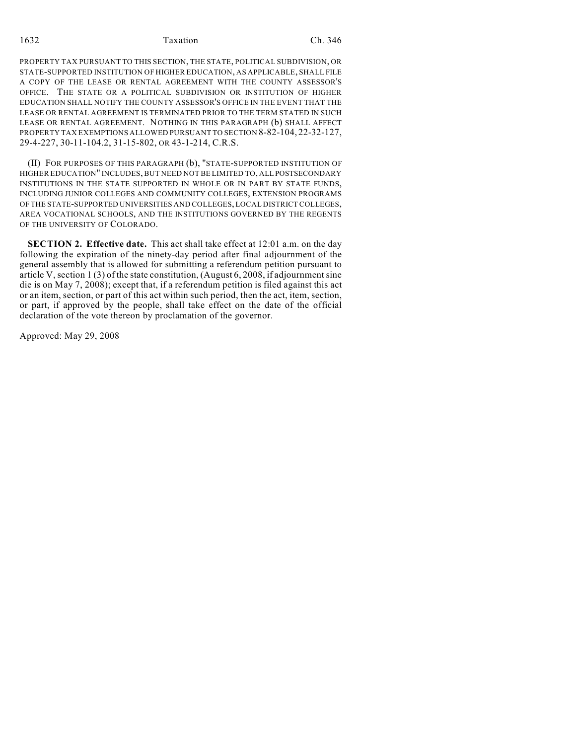PROPERTY TAX PURSUANT TO THIS SECTION, THE STATE, POLITICAL SUBDIVISION, OR STATE-SUPPORTED INSTITUTION OF HIGHER EDUCATION, AS APPLICABLE, SHALL FILE A COPY OF THE LEASE OR RENTAL AGREEMENT WITH THE COUNTY ASSESSOR'S OFFICE. THE STATE OR A POLITICAL SUBDIVISION OR INSTITUTION OF HIGHER EDUCATION SHALL NOTIFY THE COUNTY ASSESSOR'S OFFICE IN THE EVENT THAT THE LEASE OR RENTAL AGREEMENT IS TERMINATED PRIOR TO THE TERM STATED IN SUCH LEASE OR RENTAL AGREEMENT. NOTHING IN THIS PARAGRAPH (b) SHALL AFFECT PROPERTY TAX EXEMPTIONS ALLOWED PURSUANT TO SECTION 8-82-104, 22-32-127, 29-4-227, 30-11-104.2, 31-15-802, OR 43-1-214, C.R.S.

(II) FOR PURPOSES OF THIS PARAGRAPH (b), "STATE-SUPPORTED INSTITUTION OF HIGHER EDUCATION" INCLUDES, BUT NEED NOT BE LIMITED TO, ALL POSTSECONDARY INSTITUTIONS IN THE STATE SUPPORTED IN WHOLE OR IN PART BY STATE FUNDS, INCLUDING JUNIOR COLLEGES AND COMMUNITY COLLEGES, EXTENSION PROGRAMS OF THE STATE-SUPPORTED UNIVERSITIES AND COLLEGES, LOCAL DISTRICT COLLEGES, AREA VOCATIONAL SCHOOLS, AND THE INSTITUTIONS GOVERNED BY THE REGENTS OF THE UNIVERSITY OF COLORADO.

**SECTION 2. Effective date.** This act shall take effect at 12:01 a.m. on the day following the expiration of the ninety-day period after final adjournment of the general assembly that is allowed for submitting a referendum petition pursuant to article V, section 1 (3) of the state constitution, (August 6, 2008, if adjournment sine die is on May 7, 2008); except that, if a referendum petition is filed against this act or an item, section, or part of this act within such period, then the act, item, section, or part, if approved by the people, shall take effect on the date of the official declaration of the vote thereon by proclamation of the governor.

Approved: May 29, 2008